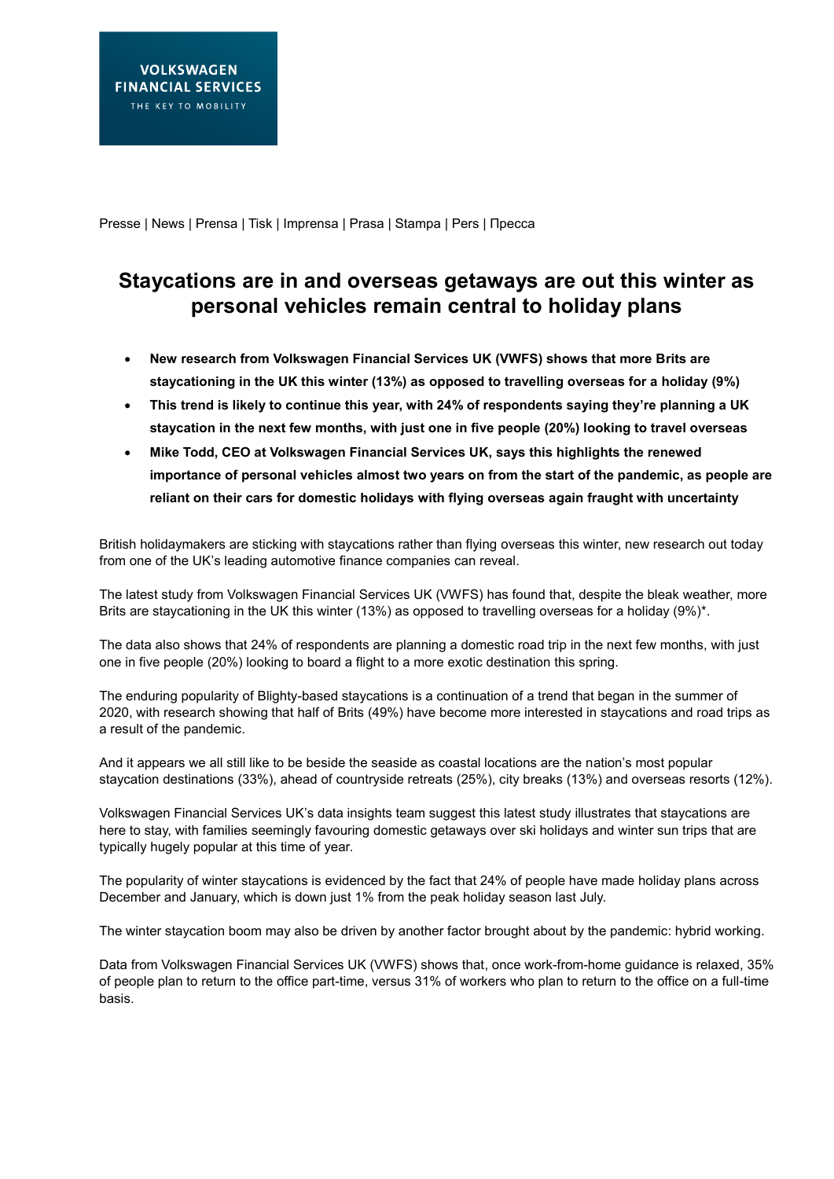VOLKSWAGEN FINANCIAL SERVICES
THE KEY TO MOBILITY

Presse | News | Prensa | Tisk | Imprensa | Prasa | Stampa | Pers | Пресса

# Staycations are in and overseas getaways are out this winter as personal vehicles remain central to holiday plans

- **New research from Volkswagen Financial Services UK (VWFS) shows that more Brits are staycationing in the UK this winter (13%) as opposed to travelling overseas for a holiday (9%)**
- **This trend is likely to continue this year, with 24% of respondents saying they're planning a UK staycation in the next few months, with just one in five people (20%) looking to travel overseas**
- **Mike Todd, CEO at Volkswagen Financial Services UK, says this highlights the renewed importance of personal vehicles almost two years on from the start of the pandemic, as people are reliant on their cars for domestic holidays with flying overseas again fraught with uncertainty**

British holidaymakers are sticking with staycations rather than flying overseas this winter, new research out today from one of the UK's leading automotive finance companies can reveal.

The latest study from Volkswagen Financial Services UK (VWFS) has found that, despite the bleak weather, more Brits are staycationing in the UK this winter (13%) as opposed to travelling overseas for a holiday (9%)*.

The data also shows that 24% of respondents are planning a domestic road trip in the next few months, with just one in five people (20%) looking to board a flight to a more exotic destination this spring.

The enduring popularity of Blighty-based staycations is a continuation of a trend that began in the summer of 2020, with research showing that half of Brits (49%) have become more interested in staycations and road trips as a result of the pandemic.

And it appears we all still like to be beside the seaside as coastal locations are the nation's most popular staycation destinations (33%), ahead of countryside retreats (25%), city breaks (13%) and overseas resorts (12%).

Volkswagen Financial Services UK's data insights team suggest this latest study illustrates that staycations are here to stay, with families seemingly favouring domestic getaways over ski holidays and winter sun trips that are typically hugely popular at this time of year.

The popularity of winter staycations is evidenced by the fact that 24% of people have made holiday plans across December and January, which is down just 1% from the peak holiday season last July.

The winter staycation boom may also be driven by another factor brought about by the pandemic: hybrid working.

Data from Volkswagen Financial Services UK (VWFS) shows that, once work-from-home guidance is relaxed, 35% of people plan to return to the office part-time, versus 31% of workers who plan to return to the office on a full-time basis.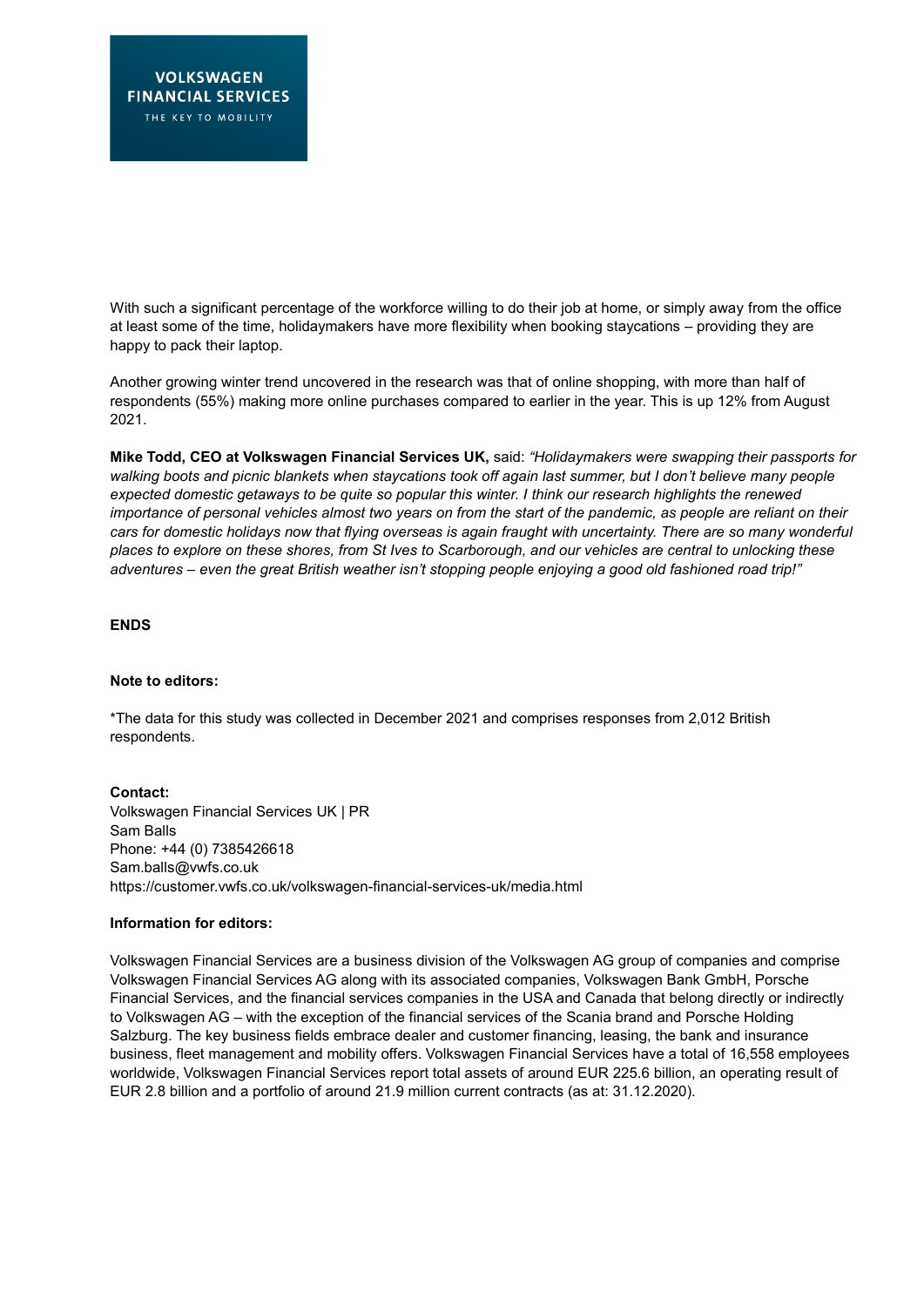With such a significant percentage of the workforce willing to do their job at home, or simply away from the office at least some of the time, holidaymakers have more flexibility when booking staycations – providing they are happy to pack their laptop.

Another growing winter trend uncovered in the research was that of online shopping, with more than half of respondents (55%) making more online purchases compared to earlier in the year. This is up 12% from August 2021.

**Mike Todd, CEO at Volkswagen Financial Services UK,** said: *"Holidaymakers were swapping their passports for walking boots and picnic blankets when staycations took off again last summer, but I don't believe many people expected domestic getaways to be quite so popular this winter. I think our research highlights the renewed importance of personal vehicles almost two years on from the start of the pandemic, as people are reliant on their cars for domestic holidays now that flying overseas is again fraught with uncertainty. There are so many wonderful places to explore on these shores, from St Ives to Scarborough, and our vehicles are central to unlocking these adventures – even the great British weather isn't stopping people enjoying a good old fashioned road trip!"*

**ENDS**

**Note to editors:**

*The data for this study was collected in December 2021 and comprises responses from 2,012 British respondents.

**Contact:**
Volkswagen Financial Services UK | PR
Sam Balls
Phone: +44 (0) 7385426618
Sam.balls@vwfs.co.uk
https://customer.vwfs.co.uk/volkswagen-financial-services-uk/media.html

**Information for editors:**

Volkswagen Financial Services are a business division of the Volkswagen AG group of companies and comprise Volkswagen Financial Services AG along with its associated companies, Volkswagen Bank GmbH, Porsche Financial Services, and the financial services companies in the USA and Canada that belong directly or indirectly to Volkswagen AG – with the exception of the financial services of the Scania brand and Porsche Holding Salzburg. The key business fields embrace dealer and customer financing, leasing, the bank and insurance business, fleet management and mobility offers. Volkswagen Financial Services have a total of 16,558 employees worldwide, Volkswagen Financial Services report total assets of around EUR 225.6 billion, an operating result of EUR 2.8 billion and a portfolio of around 21.9 million current contracts (as at: 31.12.2020).